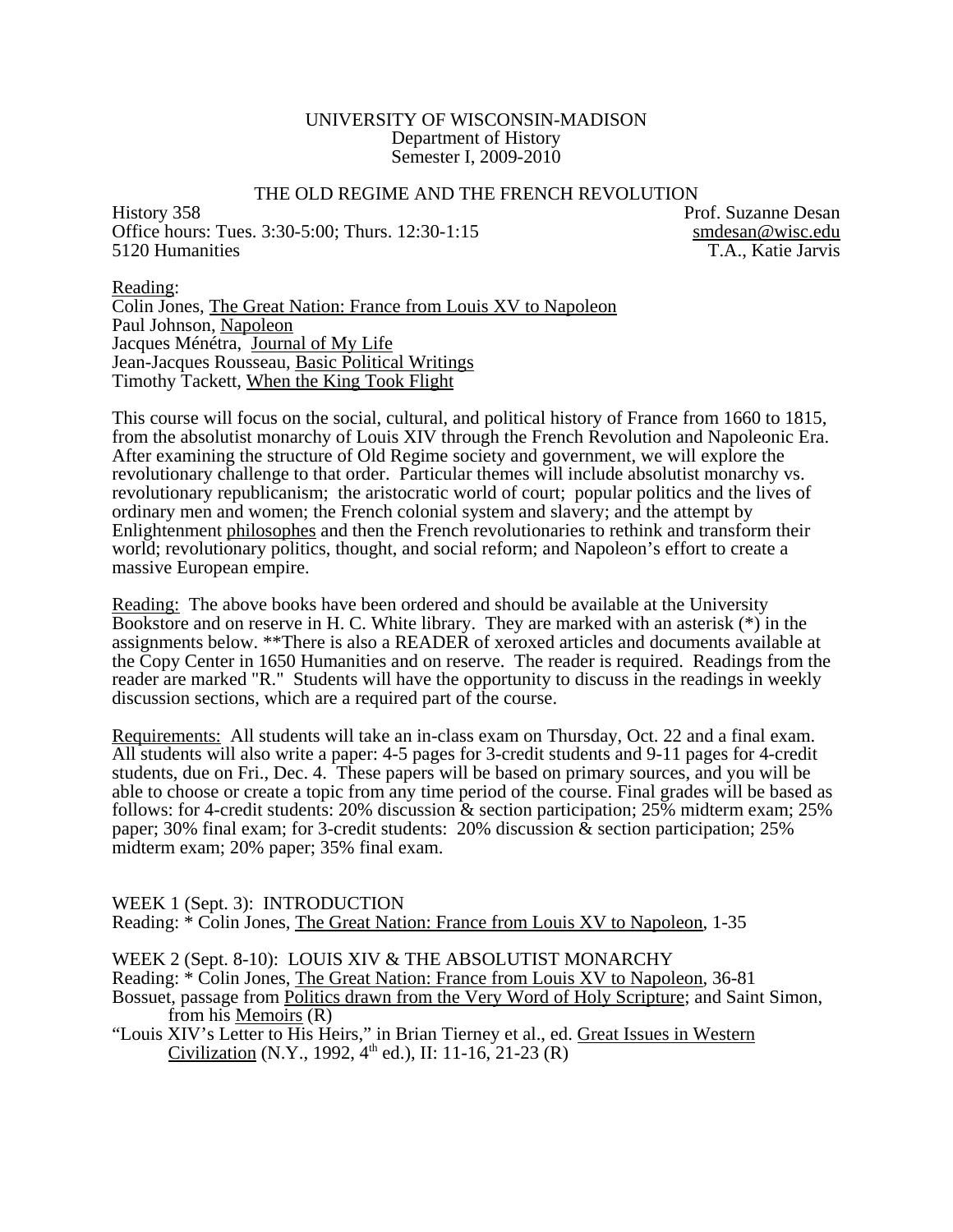UNIVERSITY OF WISCONSIN-MADISON
Department of History
Semester I, 2009-2010

# THE OLD REGIME AND THE FRENCH REVOLUTION

History 358
Office hours: Tues. 3:30-5:00; Thurs. 12:30-1:15
5120 Humanities

Prof. Suzanne Desan
smdesan@wisc.edu
T.A., Katie Jarvis

Reading:
Colin Jones, The Great Nation: France from Louis XV to Napoleon
Paul Johnson, Napoleon
Jacques Ménétra, Journal of My Life
Jean-Jacques Rousseau, Basic Political Writings
Timothy Tackett, When the King Took Flight

This course will focus on the social, cultural, and political history of France from 1660 to 1815, from the absolutist monarchy of Louis XIV through the French Revolution and Napoleonic Era. After examining the structure of Old Regime society and government, we will explore the revolutionary challenge to that order. Particular themes will include absolutist monarchy vs. revolutionary republicanism; the aristocratic world of court; popular politics and the lives of ordinary men and women; the French colonial system and slavery; and the attempt by Enlightenment philosophes and then the French revolutionaries to rethink and transform their world; revolutionary politics, thought, and social reform; and Napoleon's effort to create a massive European empire.

Reading: The above books have been ordered and should be available at the University Bookstore and on reserve in H. C. White library. They are marked with an asterisk (*) in the assignments below. **There is also a READER of xeroxed articles and documents available at the Copy Center in 1650 Humanities and on reserve. The reader is required. Readings from the reader are marked "R." Students will have the opportunity to discuss in the readings in weekly discussion sections, which are a required part of the course.

Requirements: All students will take an in-class exam on Thursday, Oct. 22 and a final exam. All students will also write a paper: 4-5 pages for 3-credit students and 9-11 pages for 4-credit students, due on Fri., Dec. 4. These papers will be based on primary sources, and you will be able to choose or create a topic from any time period of the course. Final grades will be based as follows: for 4-credit students: 20% discussion & section participation; 25% midterm exam; 25% paper; 30% final exam; for 3-credit students: 20% discussion & section participation; 25% midterm exam; 20% paper; 35% final exam.

WEEK 1 (Sept. 3): INTRODUCTION
Reading: * Colin Jones, The Great Nation: France from Louis XV to Napoleon, 1-35

WEEK 2 (Sept. 8-10): LOUIS XIV & THE ABSOLUTIST MONARCHY
Reading: * Colin Jones, The Great Nation: France from Louis XV to Napoleon, 36-81
Bossuet, passage from Politics drawn from the Very Word of Holy Scripture; and Saint Simon, from his Memoirs (R)
"Louis XIV's Letter to His Heirs," in Brian Tierney et al., ed. Great Issues in Western Civilization (N.Y., 1992, 4th ed.), II: 11-16, 21-23 (R)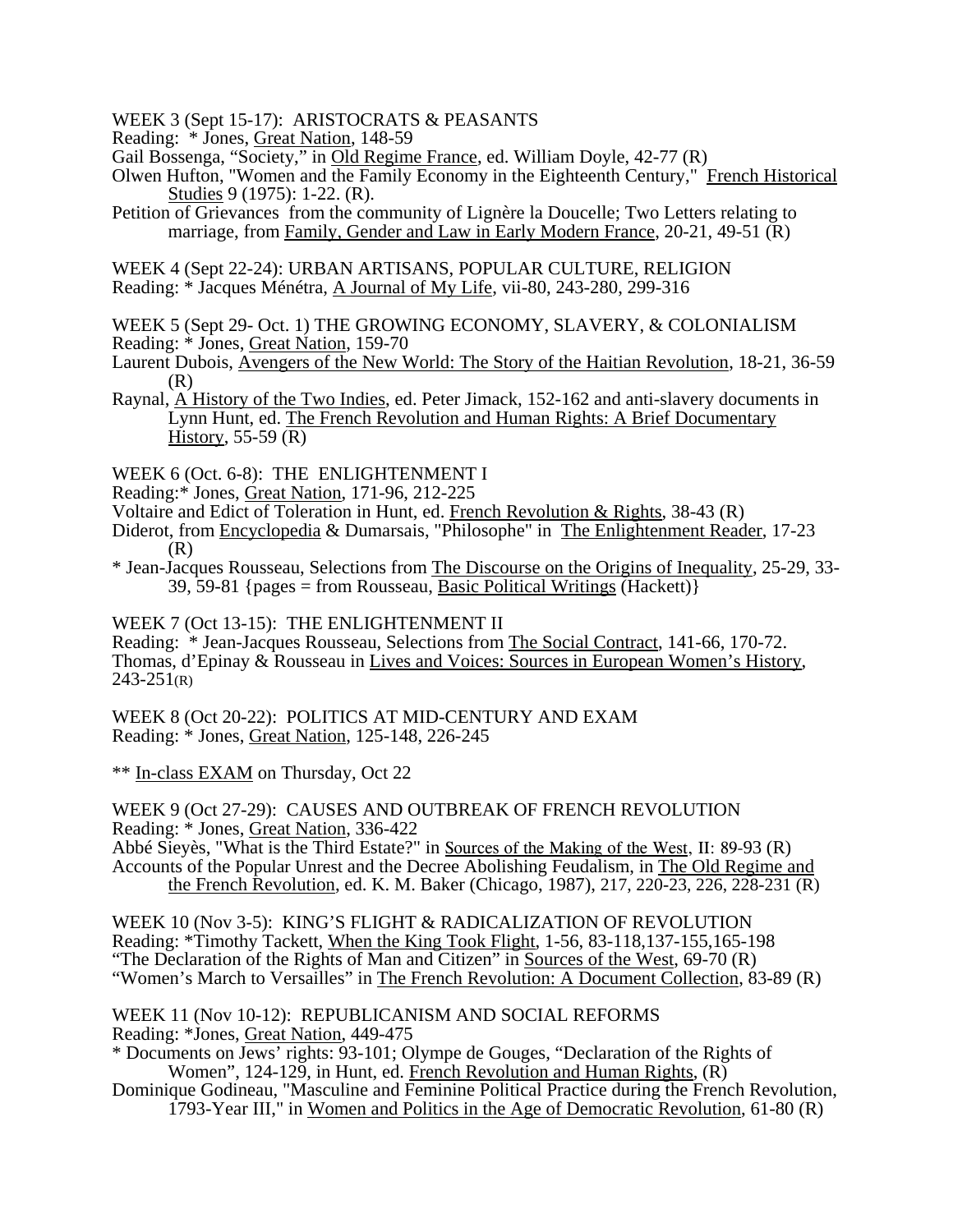WEEK 3 (Sept 15-17): ARISTOCRATS & PEASANTS
Reading: * Jones, Great Nation, 148-59
Gail Bossenga, "Society," in Old Regime France, ed. William Doyle, 42-77 (R)
Olwen Hufton, "Women and the Family Economy in the Eighteenth Century," French Historical Studies 9 (1975): 1-22. (R).
Petition of Grievances from the community of Lignère la Doucelle; Two Letters relating to marriage, from Family, Gender and Law in Early Modern France, 20-21, 49-51 (R)

WEEK 4 (Sept 22-24): URBAN ARTISANS, POPULAR CULTURE, RELIGION
Reading: * Jacques Ménétra, A Journal of My Life, vii-80, 243-280, 299-316

WEEK 5 (Sept 29- Oct. 1) THE GROWING ECONOMY, SLAVERY, & COLONIALISM
Reading: * Jones, Great Nation, 159-70
Laurent Dubois, Avengers of the New World: The Story of the Haitian Revolution, 18-21, 36-59 (R)
Raynal, A History of the Two Indies, ed. Peter Jimack, 152-162 and anti-slavery documents in Lynn Hunt, ed. The French Revolution and Human Rights: A Brief Documentary History, 55-59 (R)

WEEK 6 (Oct. 6-8): THE ENLIGHTENMENT I
Reading:* Jones, Great Nation, 171-96, 212-225
Voltaire and Edict of Toleration in Hunt, ed. French Revolution & Rights, 38-43 (R)
Diderot, from Encyclopedia & Dumarsais, "Philosophe" in The Enlightenment Reader, 17-23 (R)
* Jean-Jacques Rousseau, Selections from The Discourse on the Origins of Inequality, 25-29, 33-39, 59-81 {pages = from Rousseau, Basic Political Writings (Hackett)}

WEEK 7 (Oct 13-15): THE ENLIGHTENMENT II
Reading: * Jean-Jacques Rousseau, Selections from The Social Contract, 141-66, 170-72.
Thomas, d'Epinay & Rousseau in Lives and Voices: Sources in European Women's History, 243-251(R)

WEEK 8 (Oct 20-22): POLITICS AT MID-CENTURY AND EXAM
Reading: * Jones, Great Nation, 125-148, 226-245

** In-class EXAM on Thursday, Oct 22

WEEK 9 (Oct 27-29): CAUSES AND OUTBREAK OF FRENCH REVOLUTION
Reading: * Jones, Great Nation, 336-422
Abbé Sieyès, "What is the Third Estate?" in Sources of the Making of the West, II: 89-93 (R)
Accounts of the Popular Unrest and the Decree Abolishing Feudalism, in The Old Regime and the French Revolution, ed. K. M. Baker (Chicago, 1987), 217, 220-23, 226, 228-231 (R)

WEEK 10 (Nov 3-5): KING'S FLIGHT & RADICALIZATION OF REVOLUTION
Reading: *Timothy Tackett, When the King Took Flight, 1-56, 83-118,137-155,165-198
"The Declaration of the Rights of Man and Citizen" in Sources of the West, 69-70 (R)
"Women's March to Versailles" in The French Revolution: A Document Collection, 83-89 (R)

WEEK 11 (Nov 10-12): REPUBLICANISM AND SOCIAL REFORMS
Reading: *Jones, Great Nation, 449-475
* Documents on Jews' rights: 93-101; Olympe de Gouges, "Declaration of the Rights of Women", 124-129, in Hunt, ed. French Revolution and Human Rights, (R)
Dominique Godineau, "Masculine and Feminine Political Practice during the French Revolution, 1793-Year III," in Women and Politics in the Age of Democratic Revolution, 61-80 (R)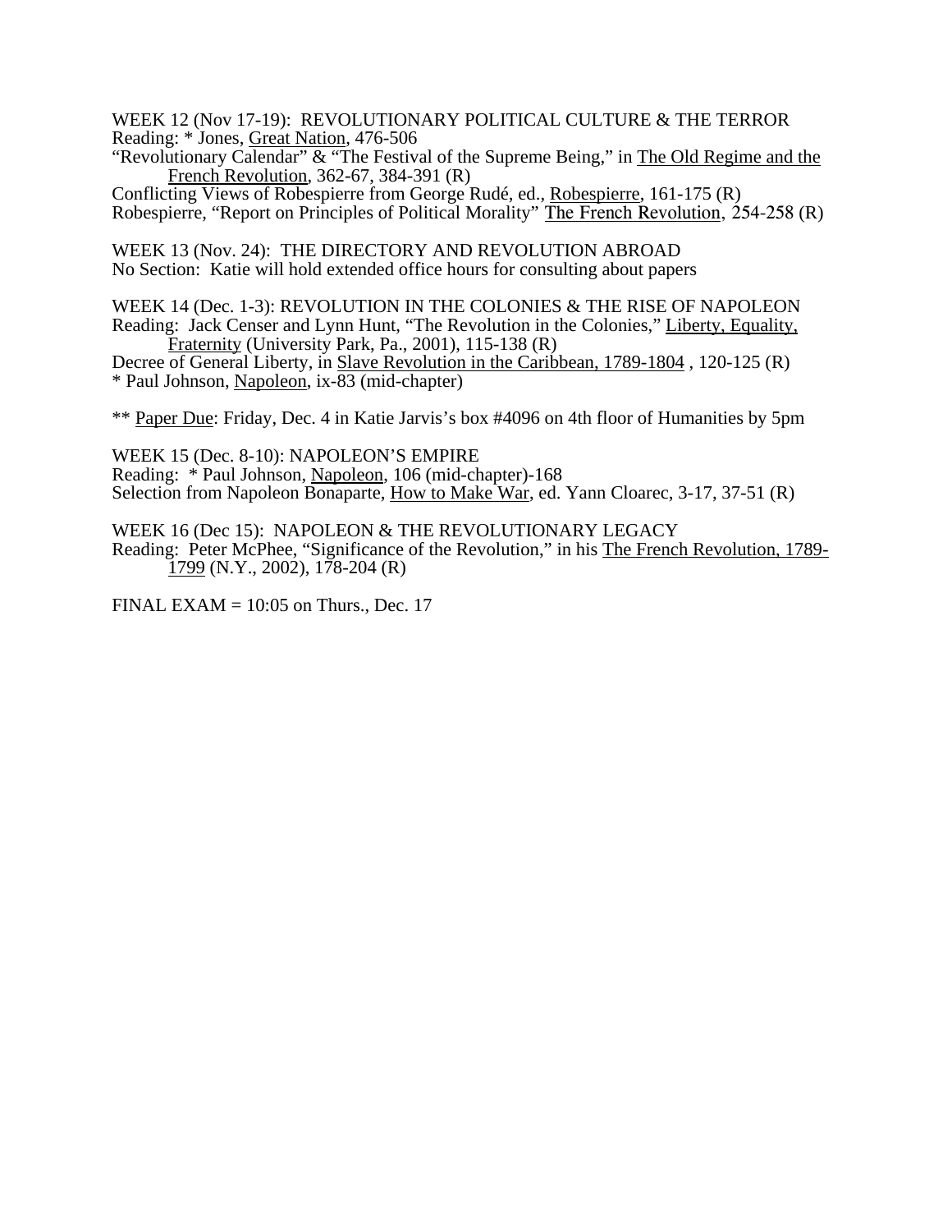WEEK 12 (Nov 17-19): REVOLUTIONARY POLITICAL CULTURE & THE TERROR
Reading: * Jones, Great Nation, 476-506
"Revolutionary Calendar" & "The Festival of the Supreme Being," in The Old Regime and the French Revolution, 362-67, 384-391 (R)
Conflicting Views of Robespierre from George Rudé, ed., Robespierre, 161-175 (R)
Robespierre, "Report on Principles of Political Morality" The French Revolution, 254-258 (R)

WEEK 13 (Nov. 24): THE DIRECTORY AND REVOLUTION ABROAD
No Section: Katie will hold extended office hours for consulting about papers

WEEK 14 (Dec. 1-3): REVOLUTION IN THE COLONIES & THE RISE OF NAPOLEON
Reading: Jack Censer and Lynn Hunt, "The Revolution in the Colonies," Liberty, Equality, Fraternity (University Park, Pa., 2001), 115-138 (R)
Decree of General Liberty, in Slave Revolution in the Caribbean, 1789-1804 , 120-125 (R)
* Paul Johnson, Napoleon, ix-83 (mid-chapter)

** Paper Due: Friday, Dec. 4 in Katie Jarvis's box #4096 on 4th floor of Humanities by 5pm

WEEK 15 (Dec. 8-10): NAPOLEON'S EMPIRE
Reading: * Paul Johnson, Napoleon, 106 (mid-chapter)-168
Selection from Napoleon Bonaparte, How to Make War, ed. Yann Cloarec, 3-17, 37-51 (R)

WEEK 16 (Dec 15): NAPOLEON & THE REVOLUTIONARY LEGACY
Reading: Peter McPhee, "Significance of the Revolution," in his The French Revolution, 1789-1799 (N.Y., 2002), 178-204 (R)

FINAL EXAM = 10:05 on Thurs., Dec. 17